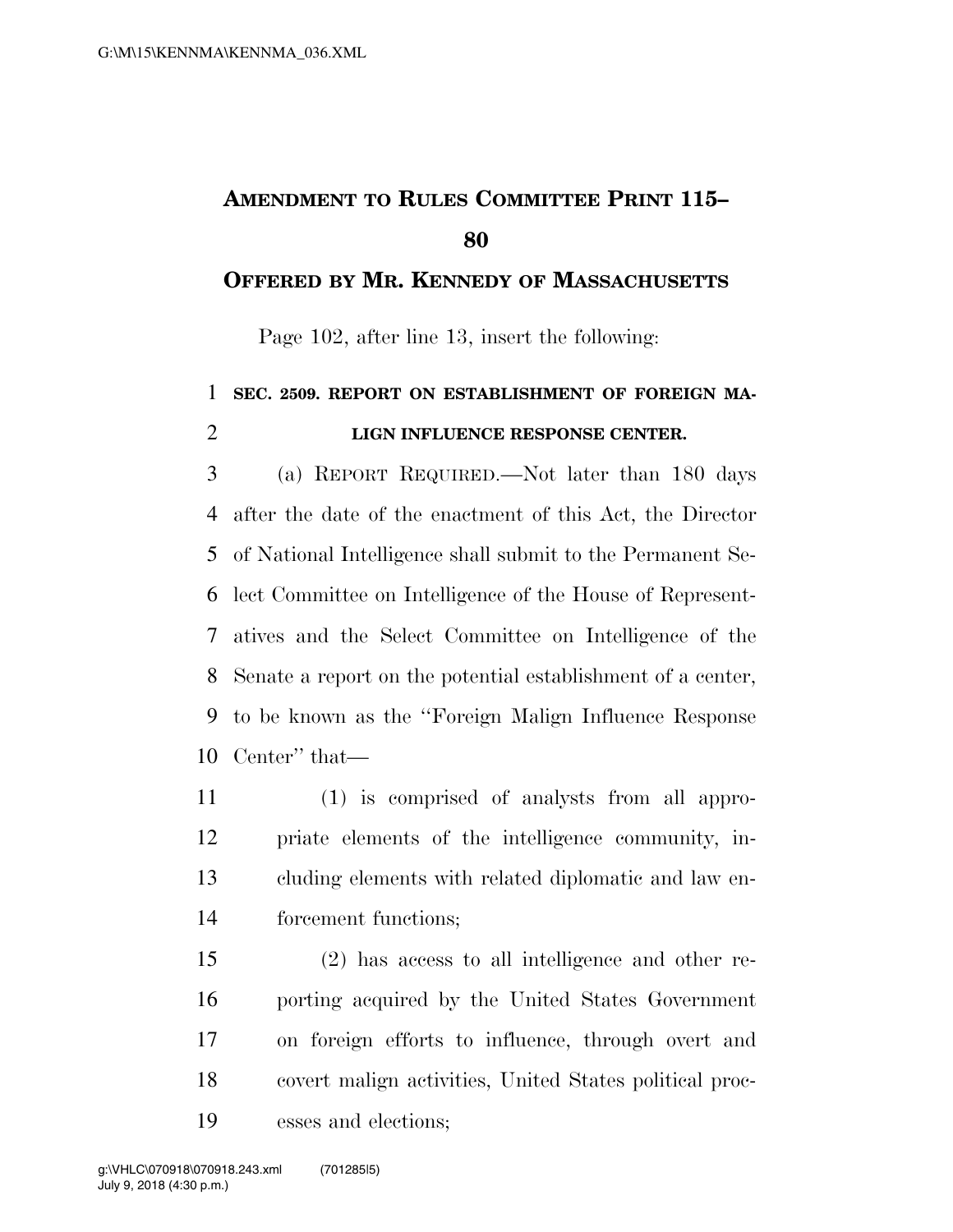# AMENDMENT TO RULES COMMITTEE PRINT 115–80

## OFFERED BY MR. KENNEDY OF MASSACHUSETTS

Page 102, after line 13, insert the following:

**SEC. 2509. REPORT ON ESTABLISHMENT OF FOREIGN MALIGN INFLUENCE RESPONSE CENTER.**

(a) REPORT REQUIRED.—Not later than 180 days after the date of the enactment of this Act, the Director of National Intelligence shall submit to the Permanent Select Committee on Intelligence of the House of Representatives and the Select Committee on Intelligence of the Senate a report on the potential establishment of a center, to be known as the ''Foreign Malign Influence Response Center'' that—

(1) is comprised of analysts from all appropriate elements of the intelligence community, including elements with related diplomatic and law enforcement functions;

(2) has access to all intelligence and other reporting acquired by the United States Government on foreign efforts to influence, through overt and covert malign activities, United States political processes and elections;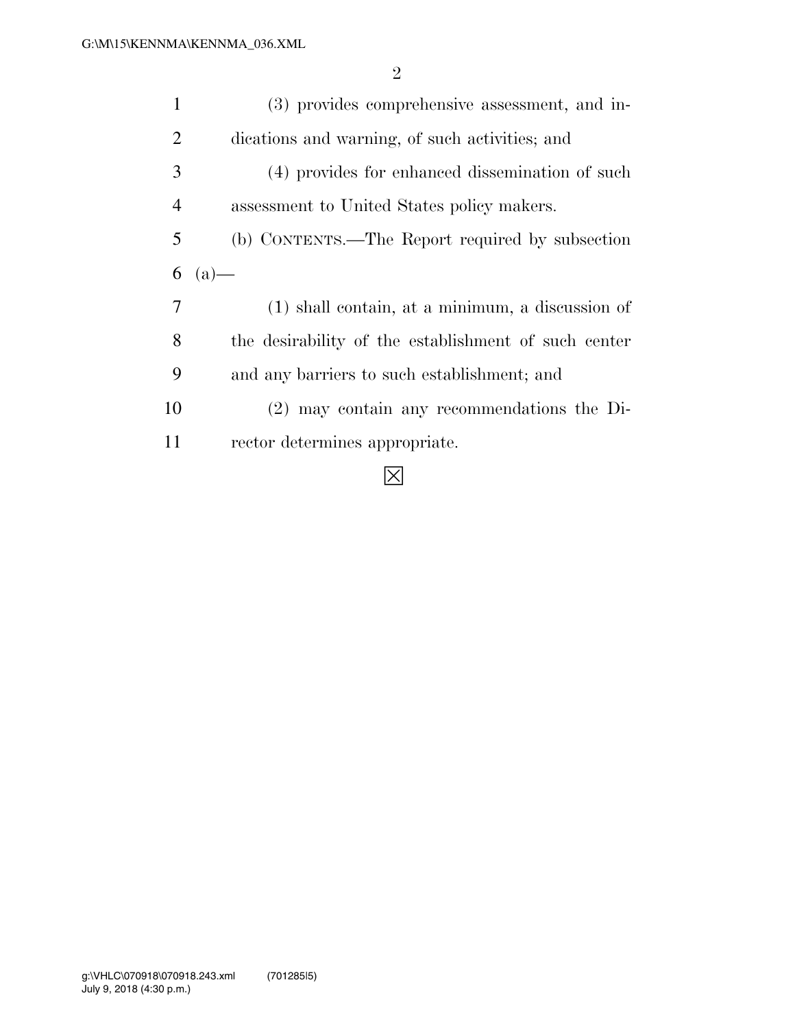(3) provides comprehensive assessment, and indications and warning, of such activities; and

(4) provides for enhanced dissemination of such assessment to United States policy makers.

(b) CONTENTS.—The Report required by subsection (a)—

(1) shall contain, at a minimum, a discussion of the desirability of the establishment of such center and any barriers to such establishment; and

(2) may contain any recommendations the Director determines appropriate.